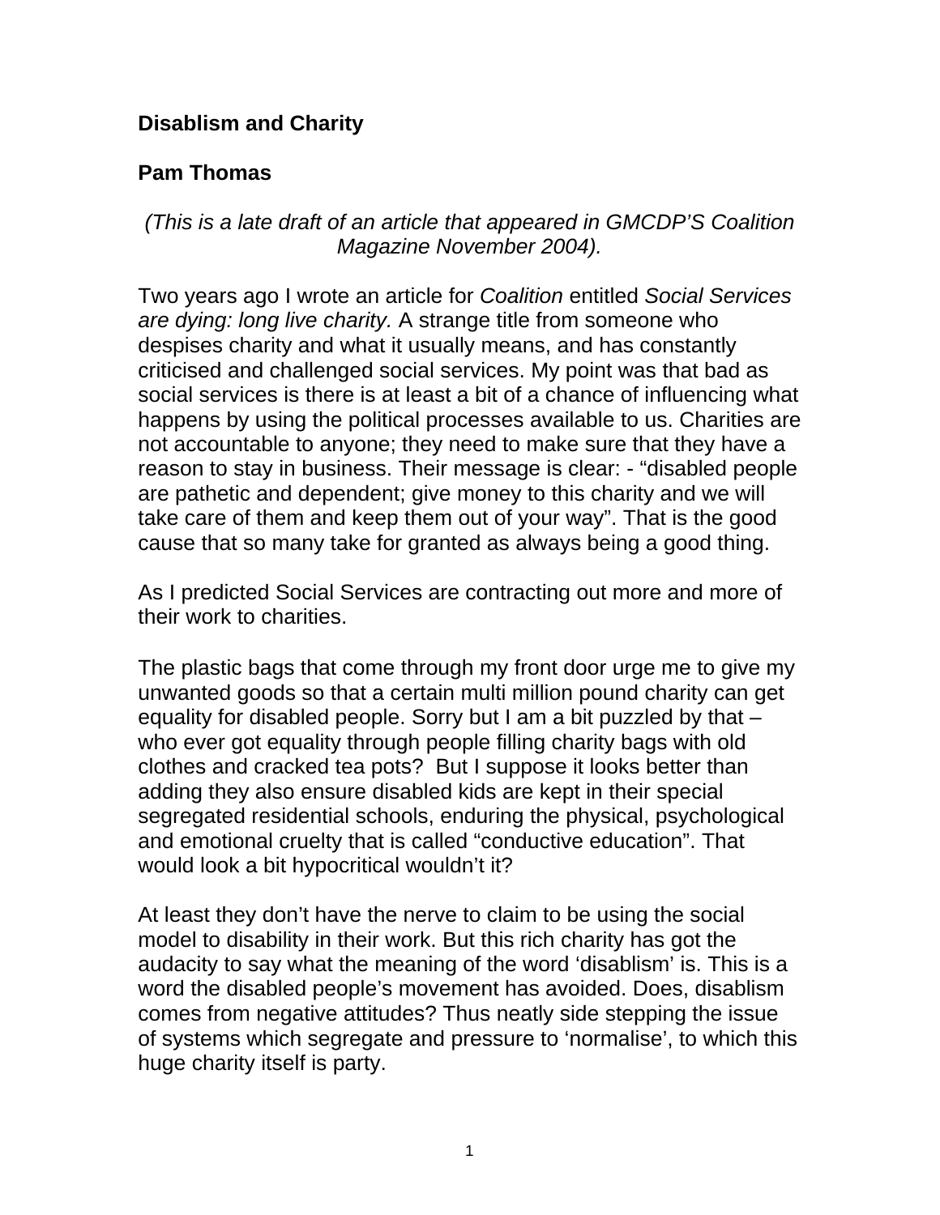**Disablism and Charity**

**Pam Thomas**

*(This is a late draft of an article that appeared in GMCDP'S Coalition Magazine November 2004).*

Two years ago I wrote an article for *Coalition* entitled *Social Services are dying: long live charity.* A strange title from someone who despises charity and what it usually means, and has constantly criticised and challenged social services. My point was that bad as social services is there is at least a bit of a chance of influencing what happens by using the political processes available to us. Charities are not accountable to anyone; they need to make sure that they have a reason to stay in business. Their message is clear: - "disabled people are pathetic and dependent; give money to this charity and we will take care of them and keep them out of your way". That is the good cause that so many take for granted as always being a good thing.

As I predicted Social Services are contracting out more and more of their work to charities.

The plastic bags that come through my front door urge me to give my unwanted goods so that a certain multi million pound charity can get equality for disabled people. Sorry but I am a bit puzzled by that – who ever got equality through people filling charity bags with old clothes and cracked tea pots? But I suppose it looks better than adding they also ensure disabled kids are kept in their special segregated residential schools, enduring the physical, psychological and emotional cruelty that is called "conductive education". That would look a bit hypocritical wouldn't it?

At least they don't have the nerve to claim to be using the social model to disability in their work. But this rich charity has got the audacity to say what the meaning of the word 'disablism' is. This is a word the disabled people's movement has avoided. Does, disablism comes from negative attitudes? Thus neatly side stepping the issue of systems which segregate and pressure to 'normalise', to which this huge charity itself is party.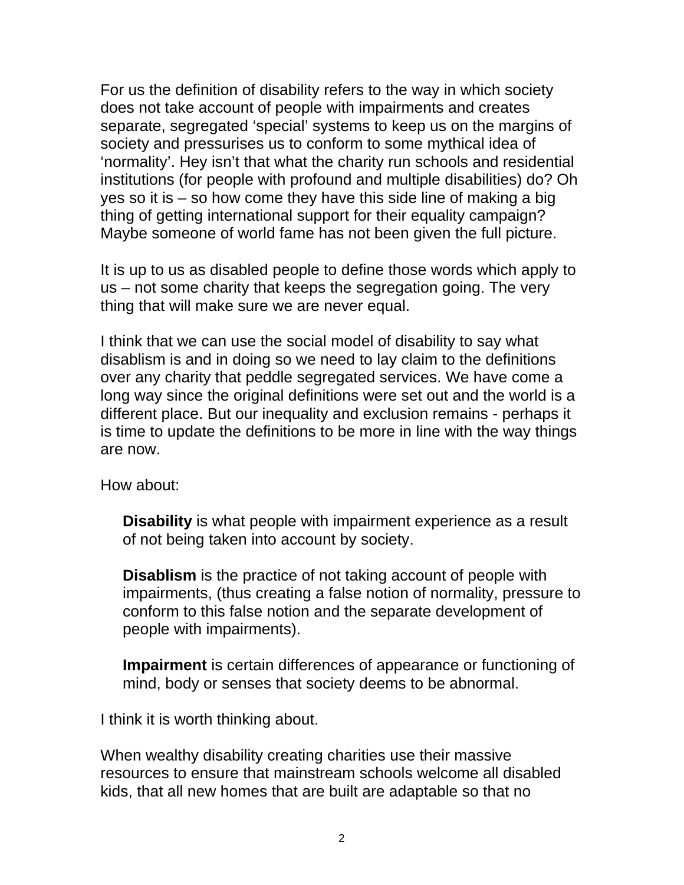For us the definition of disability refers to the way in which society does not take account of people with impairments and creates separate, segregated 'special' systems to keep us on the margins of society and pressurises us to conform to some mythical idea of 'normality'. Hey isn't that what the charity run schools and residential institutions (for people with profound and multiple disabilities) do? Oh yes so it is – so how come they have this side line of making a big thing of getting international support for their equality campaign? Maybe someone of world fame has not been given the full picture.

It is up to us as disabled people to define those words which apply to us – not some charity that keeps the segregation going. The very thing that will make sure we are never equal.

I think that we can use the social model of disability to say what disablism is and in doing so we need to lay claim to the definitions over any charity that peddle segregated services. We have come a long way since the original definitions were set out and the world is a different place. But our inequality and exclusion remains - perhaps it is time to update the definitions to be more in line with the way things are now.

How about:

> **Disability** is what people with impairment experience as a result of not being taken into account by society.
>
> **Disablism** is the practice of not taking account of people with impairments, (thus creating a false notion of normality, pressure to conform to this false notion and the separate development of people with impairments).
>
> **Impairment** is certain differences of appearance or functioning of mind, body or senses that society deems to be abnormal.

I think it is worth thinking about.

When wealthy disability creating charities use their massive resources to ensure that mainstream schools welcome all disabled kids, that all new homes that are built are adaptable so that no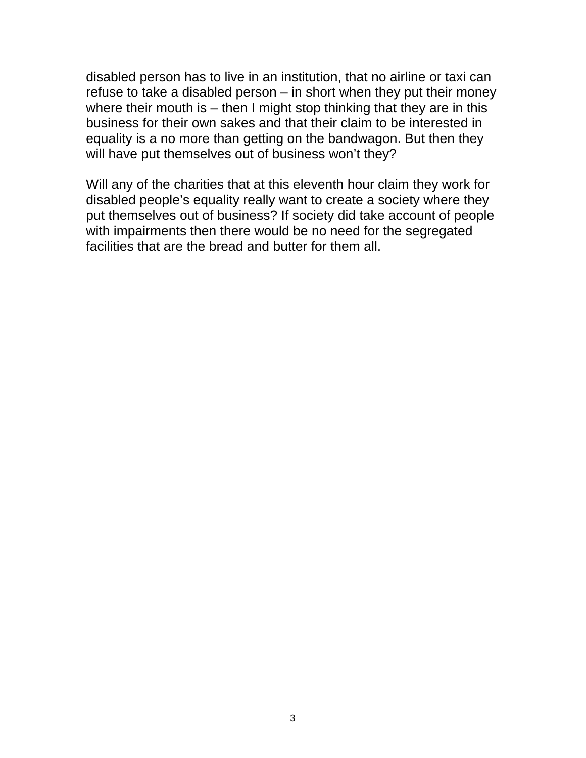disabled person has to live in an institution, that no airline or taxi can refuse to take a disabled person – in short when they put their money where their mouth is – then I might stop thinking that they are in this business for their own sakes and that their claim to be interested in equality is a no more than getting on the bandwagon. But then they will have put themselves out of business won't they?

Will any of the charities that at this eleventh hour claim they work for disabled people's equality really want to create a society where they put themselves out of business? If society did take account of people with impairments then there would be no need for the segregated facilities that are the bread and butter for them all.